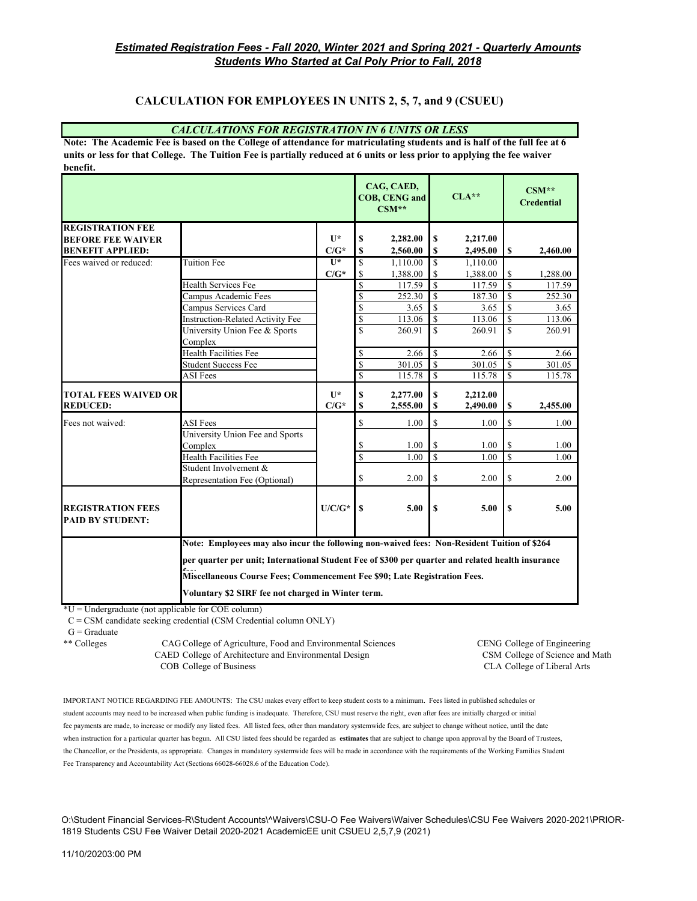## *Estimated Registration Fees - Fall 2020, Winter 2021 and Spring 2021 - Quarterly Amounts*
## *Students Who Started at Cal Poly Prior to Fall, 2018*

### CALCULATION FOR EMPLOYEES IN UNITS 2, 5, 7, and 9 (CSUEU)

#### *CALCULATIONS FOR REGISTRATION IN 6 UNITS OR LESS*

**Note: The Academic Fee is based on the College of attendance for matriculating students and is half of the full fee at 6 units or less for that College. The Tuition Fee is partially reduced at 6 units or less prior to applying the fee waiver benefit.**

| | | | CAG, CAED, COB, CENG and CSM** | CLA** | CSM** Credential |
|---|---|---|---|---|---|
| **REGISTRATION FEE BEFORE FEE WAIVER BENEFIT APPLIED:** | | **U*** | **$ 2,282.00** | **$ 2,217.00** | |
| | | **C/G*** | **$ 2,560.00** | **$ 2,495.00** | **$ 2,460.00** |
| Fees waived or reduced: | Tuition Fee | **U*** | $ 1,110.00 | $ 1,110.00 | |
| | | **C/G*** | $ 1,388.00 | $ 1,388.00 | $ 1,288.00 |
| | Health Services Fee | | $ 117.59 | $ 117.59 | $ 117.59 |
| | Campus Academic Fees | | $ 252.30 | $ 187.30 | $ 252.30 |
| | Campus Services Card | | $ 3.65 | $ 3.65 | $ 3.65 |
| | Instruction-Related Activity Fee | | $ 113.06 | $ 113.06 | $ 113.06 |
| | University Union Fee & Sports Complex | | $ 260.91 | $ 260.91 | $ 260.91 |
| | Health Facilities Fee | | $ 2.66 | $ 2.66 | $ 2.66 |
| | Student Success Fee | | $ 301.05 | $ 301.05 | $ 301.05 |
| | ASI Fees | | $ 115.78 | $ 115.78 | $ 115.78 |
| **TOTAL FEES WAIVED OR REDUCED:** | | **U*** | **$ 2,277.00** | **$ 2,212.00** | |
| | | **C/G*** | **$ 2,555.00** | **$ 2,490.00** | **$ 2,455.00** |
| Fees not waived: | ASI Fees | | $ 1.00 | $ 1.00 | $ 1.00 |
| | University Union Fee and Sports Complex | | $ 1.00 | $ 1.00 | $ 1.00 |
| | Health Facilities Fee | | $ 1.00 | $ 1.00 | $ 1.00 |
| | Student Involvement & Representation Fee (Optional) | | $ 2.00 | $ 2.00 | $ 2.00 |
| **REGISTRATION FEES PAID BY STUDENT:** | | **U/C/G*** | **$ 5.00** | **$ 5.00** | **$ 5.00** |

**Note: Employees may also incur the following non-waived fees: Non-Resident Tuition of $264 per quarter per unit; International Student Fee of $300 per quarter and related health insurance fee;**
**Miscellaneous Course Fees; Commencement Fee $90; Late Registration Fees.**
**Voluntary $2 SIRF fee not charged in Winter term.**

*U = Undergraduate (not applicable for COE column)
C = CSM candidate seeking credential (CSM Credential column ONLY)
G = Graduate

** Colleges
- CAG College of Agriculture, Food and Environmental Sciences
- CAED College of Architecture and Environmental Design
- COB College of Business
- CENG College of Engineering
- CSM College of Science and Math
- CLA College of Liberal Arts

IMPORTANT NOTICE REGARDING FEE AMOUNTS: The CSU makes every effort to keep student costs to a minimum. Fees listed in published schedules or student accounts may need to be increased when public funding is inadequate. Therefore, CSU must reserve the right, even after fees are initially charged or initial fee payments are made, to increase or modify any listed fees. All listed fees, other than mandatory systemwide fees, are subject to change without notice, until the date when instruction for a particular quarter has begun. All CSU listed fees should be regarded as **estimates** that are subject to change upon approval by the Board of Trustees, the Chancellor, or the Presidents, as appropriate. Changes in mandatory systemwide fees will be made in accordance with the requirements of the Working Families Student Fee Transparency and Accountability Act (Sections 66028-66028.6 of the Education Code).

O:\Student Financial Services-R\Student Accounts\^Waivers\CSU-O Fee Waivers\Waiver Schedules\CSU Fee Waivers 2020-2021\PRIOR-1819 Students CSU Fee Waiver Detail 2020-2021 AcademicEE unit CSUEU 2,5,7,9 (2021)

11/10/20203:00 PM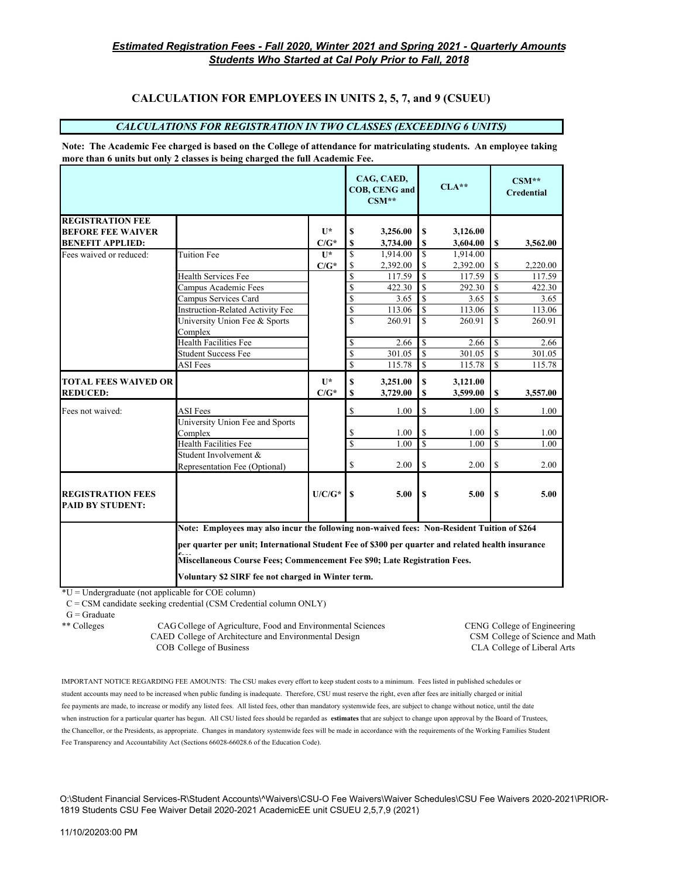## *Estimated Registration Fees - Fall 2020, Winter 2021 and Spring 2021 - Quarterly Amounts*
## *Students Who Started at Cal Poly Prior to Fall, 2018*

### CALCULATION FOR EMPLOYEES IN UNITS 2, 5, 7, and 9 (CSUEU)

***CALCULATIONS FOR REGISTRATION IN TWO CLASSES (EXCEEDING 6 UNITS)***

**Note: The Academic Fee charged is based on the College of attendance for matriculating students. An employee taking more than 6 units but only 2 classes is being charged the full Academic Fee.**

| | | | CAG, CAED, COB, CENG and CSM** | CLA** | CSM** Credential |
|---|---|---|---|---|---|
| **REGISTRATION FEE BEFORE FEE WAIVER BENEFIT APPLIED:** | | **U*** | **$ 3,256.00** | **$ 3,126.00** | |
| | | **C/G*** | **$ 3,734.00** | **$ 3,604.00** | **$ 3,562.00** |
| Fees waived or reduced: | Tuition Fee | **U*** | $ 1,914.00 | $ 1,914.00 | |
| | | **C/G*** | $ 2,392.00 | $ 2,392.00 | $ 2,220.00 |
| | Health Services Fee | | $ 117.59 | $ 117.59 | $ 117.59 |
| | Campus Academic Fees | | $ 422.30 | $ 292.30 | $ 422.30 |
| | Campus Services Card | | $ 3.65 | $ 3.65 | $ 3.65 |
| | Instruction-Related Activity Fee | | $ 113.06 | $ 113.06 | $ 113.06 |
| | University Union Fee & Sports Complex | | $ 260.91 | $ 260.91 | $ 260.91 |
| | Health Facilities Fee | | $ 2.66 | $ 2.66 | $ 2.66 |
| | Student Success Fee | | $ 301.05 | $ 301.05 | $ 301.05 |
| | ASI Fees | | $ 115.78 | $ 115.78 | $ 115.78 |
| **TOTAL FEES WAIVED OR REDUCED:** | | **U*** | **$ 3,251.00** | **$ 3,121.00** | |
| | | **C/G*** | **$ 3,729.00** | **$ 3,599.00** | **$ 3,557.00** |
| Fees not waived: | ASI Fees | | $ 1.00 | $ 1.00 | $ 1.00 |
| | University Union Fee and Sports Complex | | $ 1.00 | $ 1.00 | $ 1.00 |
| | Health Facilities Fee | | $ 1.00 | $ 1.00 | $ 1.00 |
| | Student Involvement & Representation Fee (Optional) | | $ 2.00 | $ 2.00 | $ 2.00 |
| **REGISTRATION FEES PAID BY STUDENT:** | | **U/C/G*** | **$ 5.00** | **$ 5.00** | **$ 5.00** |

**Note: Employees may also incur the following non-waived fees: Non-Resident Tuition of $264 per quarter per unit; International Student Fee of $300 per quarter and related health insurance fees**

**Miscellaneous Course Fees; Commencement Fee $90; Late Registration Fees.**

**Voluntary $2 SIRF fee not charged in Winter term.**

*U = Undergraduate (not applicable for COE column)
C = CSM candidate seeking credential (CSM Credential column ONLY)
G = Graduate

** Colleges
- CAG College of Agriculture, Food and Environmental Sciences
- CAED College of Architecture and Environmental Design
- COB College of Business
- CENG College of Engineering
- CSM College of Science and Math
- CLA College of Liberal Arts

IMPORTANT NOTICE REGARDING FEE AMOUNTS: The CSU makes every effort to keep student costs to a minimum. Fees listed in published schedules or student accounts may need to be increased when public funding is inadequate. Therefore, CSU must reserve the right, even after fees are initially charged or initial fee payments are made, to increase or modify any listed fees. All listed fees, other than mandatory systemwide fees, are subject to change without notice, until the date when instruction for a particular quarter has begun. All CSU listed fees should be regarded as **estimates** that are subject to change upon approval by the Board of Trustees, the Chancellor, or the Presidents, as appropriate. Changes in mandatory systemwide fees will be made in accordance with the requirements of the Working Families Student Fee Transparency and Accountability Act (Sections 66028-66028.6 of the Education Code).

O:\Student Financial Services-R\Student Accounts\^Waivers\CSU-O Fee Waivers\Waiver Schedules\CSU Fee Waivers 2020-2021\PRIOR-1819 Students CSU Fee Waiver Detail 2020-2021 AcademicEE unit CSUEU 2,5,7,9 (2021)

11/10/20203:00 PM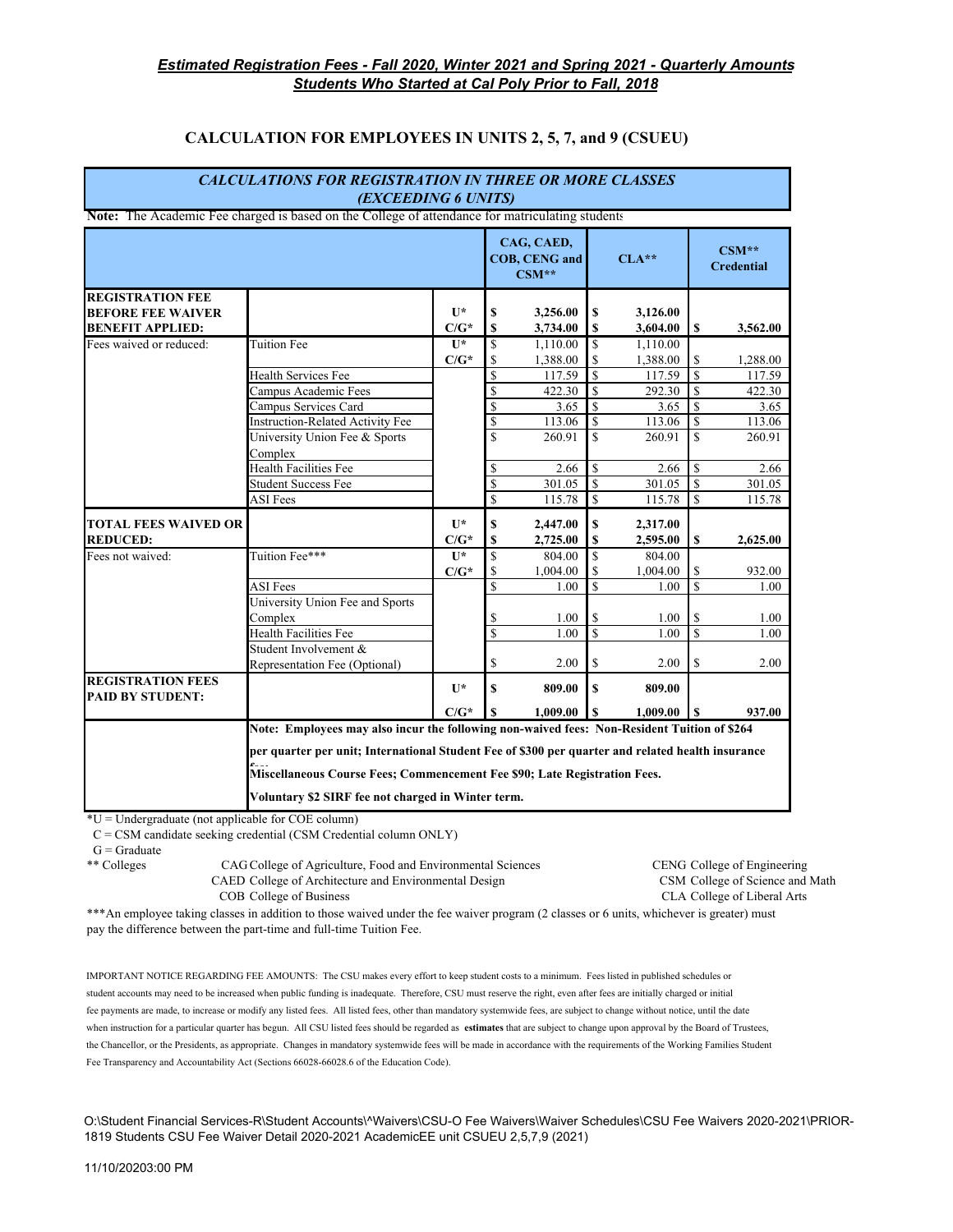***Estimated Registration Fees - Fall 2020, Winter 2021 and Spring 2021 - Quarterly Amounts***

***Students Who Started at Cal Poly Prior to Fall, 2018***

## CALCULATION FOR EMPLOYEES IN UNITS 2, 5, 7, and 9 (CSUEU)

***CALCULATIONS FOR REGISTRATION IN THREE OR MORE CLASSES (EXCEEDING 6 UNITS)***

**Note:** The Academic Fee charged is based on the College of attendance for matriculating students

| | | | CAG, CAED, COB, CENG and CSM** | CLA** | CSM** Credential |
|---|---|---|---|---|---|
| **REGISTRATION FEE BEFORE FEE WAIVER BENEFIT APPLIED:** | | U* | $ 3,256.00 | $ 3,126.00 | |
| | | C/G* | $ 3,734.00 | $ 3,604.00 | $ 3,562.00 |
| Fees waived or reduced: | Tuition Fee | U* | $ 1,110.00 | $ 1,110.00 | |
| | | C/G* | $ 1,388.00 | $ 1,388.00 | $ 1,288.00 |
| | Health Services Fee | | $ 117.59 | $ 117.59 | $ 117.59 |
| | Campus Academic Fees | | $ 422.30 | $ 292.30 | $ 422.30 |
| | Campus Services Card | | $ 3.65 | $ 3.65 | $ 3.65 |
| | Instruction-Related Activity Fee | | $ 113.06 | $ 113.06 | $ 113.06 |
| | University Union Fee & Sports Complex | | $ 260.91 | $ 260.91 | $ 260.91 |
| | Health Facilities Fee | | $ 2.66 | $ 2.66 | $ 2.66 |
| | Student Success Fee | | $ 301.05 | $ 301.05 | $ 301.05 |
| | ASI Fees | | $ 115.78 | $ 115.78 | $ 115.78 |
| **TOTAL FEES WAIVED OR REDUCED:** | | U* | $ 2,447.00 | $ 2,317.00 | |
| | | C/G* | $ 2,725.00 | $ 2,595.00 | $ 2,625.00 |
| Fees not waived: | Tuition Fee*** | U* | $ 804.00 | $ 804.00 | |
| | | C/G* | $ 1,004.00 | $ 1,004.00 | $ 932.00 |
| | ASI Fees | | $ 1.00 | $ 1.00 | $ 1.00 |
| | University Union Fee and Sports Complex | | $ 1.00 | $ 1.00 | $ 1.00 |
| | Health Facilities Fee | | $ 1.00 | $ 1.00 | $ 1.00 |
| | Student Involvement & Representation Fee (Optional) | | $ 2.00 | $ 2.00 | $ 2.00 |
| **REGISTRATION FEES PAID BY STUDENT:** | | U* | $ 809.00 | $ 809.00 | |
| | | C/G* | $ 1,009.00 | $ 1,009.00 | $ 937.00 |

**Note: Employees may also incur the following non-waived fees: Non-Resident Tuition of $264 per quarter per unit; International Student Fee of $300 per quarter and related health insurance fees; Miscellaneous Course Fees; Commencement Fee $90; Late Registration Fees.**

**Voluntary $2 SIRF fee not charged in Winter term.**

*U = Undergraduate (not applicable for COE column)

C = CSM candidate seeking credential (CSM Credential column ONLY)

G = Graduate

** Colleges

- CAG College of Agriculture, Food and Environmental Sciences
- CAED College of Architecture and Environmental Design
- COB College of Business
- CENG College of Engineering
- CSM College of Science and Math
- CLA College of Liberal Arts

***An employee taking classes in addition to those waived under the fee waiver program (2 classes or 6 units, whichever is greater) must pay the difference between the part-time and full-time Tuition Fee.

IMPORTANT NOTICE REGARDING FEE AMOUNTS: The CSU makes every effort to keep student costs to a minimum. Fees listed in published schedules or student accounts may need to be increased when public funding is inadequate. Therefore, CSU must reserve the right, even after fees are initially charged or initial fee payments are made, to increase or modify any listed fees. All listed fees, other than mandatory systemwide fees, are subject to change without notice, until the date when instruction for a particular quarter has begun. All CSU listed fees should be regarded as **estimates** that are subject to change upon approval by the Board of Trustees, the Chancellor, or the Presidents, as appropriate. Changes in mandatory systemwide fees will be made in accordance with the requirements of the Working Families Student Fee Transparency and Accountability Act (Sections 66028-66028.6 of the Education Code).

O:\Student Financial Services-R\Student Accounts\^Waivers\CSU-O Fee Waivers\Waiver Schedules\CSU Fee Waivers 2020-2021\PRIOR-1819 Students CSU Fee Waiver Detail 2020-2021 AcademicEE unit CSUEU 2,5,7,9 (2021)

11/10/20203:00 PM